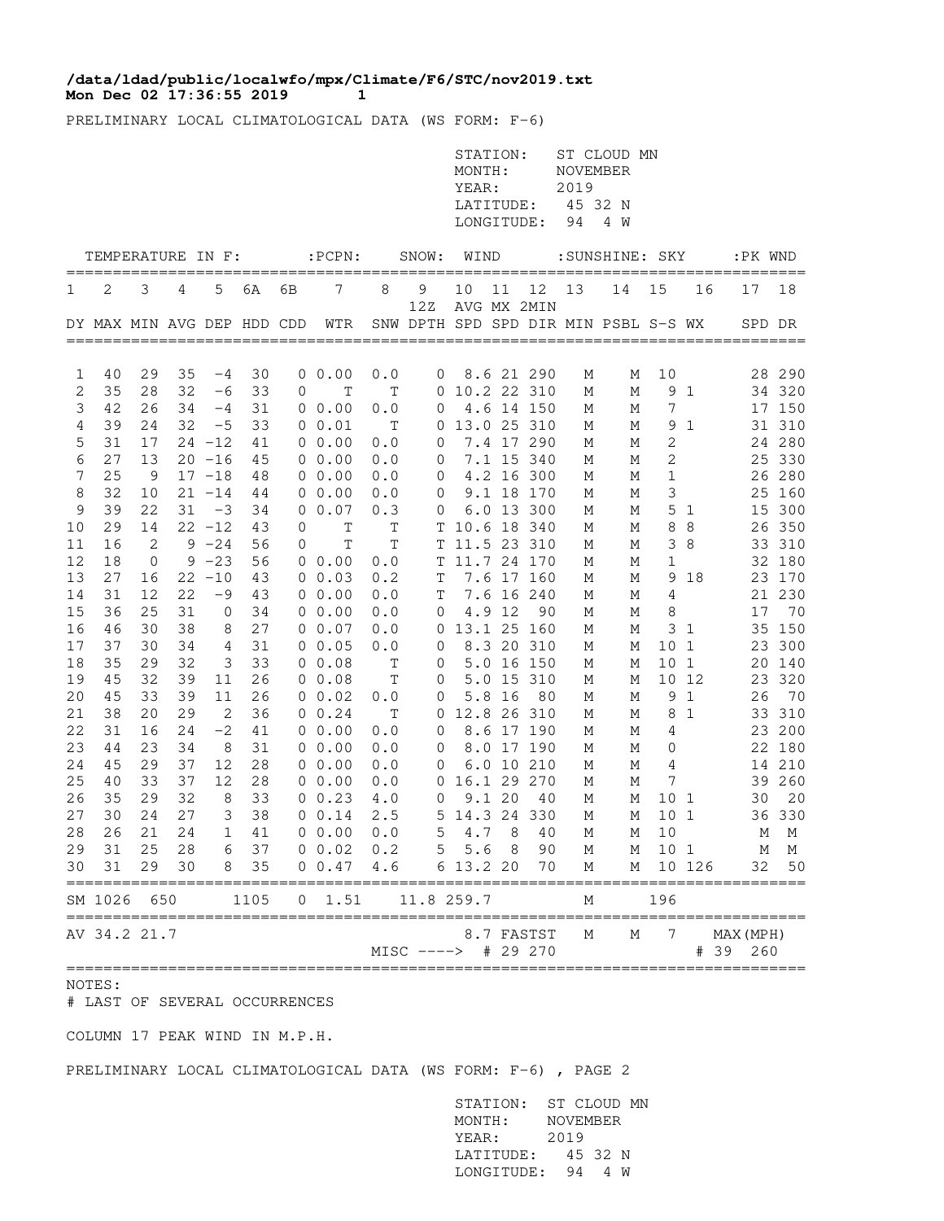**/data/ldad/public/localwfo/mpx/Climate/F6/STC/nov2019.txt**
**Mon Dec 02 17:36:55 2019**

PRELIMINARY LOCAL CLIMATOLOGICAL DATA (WS FORM: F-6)

STATION: ST CLOUD MN
MONTH: NOVEMBER
YEAR: 2019
LATITUDE: 45 32 N
LONGITUDE: 94 4 W

| TEMPERATURE IN F: | | | | | | | :PCPN: | SNOW: | | WIND | | | :SUNSHINE: | | SKY | | :PK WND | |
|---|---|---|---|---|---|---|---|---|---|---|---|---|---|---|---|---|---|---|
| 1 | 2 | 3 | 4 | 5 | 6A | 6B | 7 | 8 | 9 | 10 | 11 | 12 | 13 | 14 | 15 | 16 | 17 | 18 |
| | | | | | | | | | 12Z | AVG | MX | 2MIN | | | | | | |
| DY | MAX | MIN | AVG | DEP | HDD | CDD | WTR | SNW | DPTH | SPD | SPD | DIR | MIN | PSBL | S-S | WX | SPD | DR |
| 1 | 40 | 29 | 35 | -4 | 30 | 0 | 0.00 | 0.0 | 0 | 8.6 | 21 | 290 | M | M | 10 | | 28 | 290 |
| 2 | 35 | 28 | 32 | -6 | 33 | 0 | T | T | 0 | 10.2 | 22 | 310 | M | M | 9 | 1 | 34 | 320 |
| 3 | 42 | 26 | 34 | -4 | 31 | 0 | 0.00 | 0.0 | 0 | 4.6 | 14 | 150 | M | M | 7 | | 17 | 150 |
| 4 | 39 | 24 | 32 | -5 | 33 | 0 | 0.01 | T | 0 | 13.0 | 25 | 310 | M | M | 9 | 1 | 31 | 310 |
| 5 | 31 | 17 | 24 | -12 | 41 | 0 | 0.00 | 0.0 | 0 | 7.4 | 17 | 290 | M | M | 2 | | 24 | 280 |
| 6 | 27 | 13 | 20 | -16 | 45 | 0 | 0.00 | 0.0 | 0 | 7.1 | 15 | 340 | M | M | 2 | | 25 | 330 |
| 7 | 25 | 9 | 17 | -18 | 48 | 0 | 0.00 | 0.0 | 0 | 4.2 | 16 | 300 | M | M | 1 | | 26 | 280 |
| 8 | 32 | 10 | 21 | -14 | 44 | 0 | 0.00 | 0.0 | 0 | 9.1 | 18 | 170 | M | M | 3 | | 25 | 160 |
| 9 | 39 | 22 | 31 | -3 | 34 | 0 | 0.07 | 0.3 | 0 | 6.0 | 13 | 300 | M | M | 5 | 1 | 15 | 300 |
| 10 | 29 | 14 | 22 | -12 | 43 | 0 | T | T | T | 10.6 | 18 | 340 | M | M | 8 | 8 | 26 | 350 |
| 11 | 16 | 2 | 9 | -24 | 56 | 0 | T | T | T | 11.5 | 23 | 310 | M | M | 3 | 8 | 33 | 310 |
| 12 | 18 | 0 | 9 | -23 | 56 | 0 | 0.00 | 0.0 | T | 11.7 | 24 | 170 | M | M | 1 | | 32 | 180 |
| 13 | 27 | 16 | 22 | -10 | 43 | 0 | 0.03 | 0.2 | T | 7.6 | 17 | 160 | M | M | 9 | 18 | 23 | 170 |
| 14 | 31 | 12 | 22 | -9 | 43 | 0 | 0.00 | 0.0 | T | 7.6 | 16 | 240 | M | M | 4 | | 21 | 230 |
| 15 | 36 | 25 | 31 | 0 | 34 | 0 | 0.00 | 0.0 | 0 | 4.9 | 12 | 90 | M | M | 8 | | 17 | 70 |
| 16 | 46 | 30 | 38 | 8 | 27 | 0 | 0.07 | 0.0 | 0 | 13.1 | 25 | 160 | M | M | 3 | 1 | 35 | 150 |
| 17 | 37 | 30 | 34 | 4 | 31 | 0 | 0.05 | 0.0 | 0 | 8.3 | 20 | 310 | M | M | 10 | 1 | 23 | 300 |
| 18 | 35 | 29 | 32 | 3 | 33 | 0 | 0.08 | T | 0 | 5.0 | 16 | 150 | M | M | 10 | 1 | 20 | 140 |
| 19 | 45 | 32 | 39 | 11 | 26 | 0 | 0.08 | T | 0 | 5.0 | 15 | 310 | M | M | 10 | 12 | 23 | 320 |
| 20 | 45 | 33 | 39 | 11 | 26 | 0 | 0.02 | 0.0 | 0 | 5.8 | 16 | 80 | M | M | 9 | 1 | 26 | 70 |
| 21 | 38 | 20 | 29 | 2 | 36 | 0 | 0.24 | T | 0 | 12.8 | 26 | 310 | M | M | 8 | 1 | 33 | 310 |
| 22 | 31 | 16 | 24 | -2 | 41 | 0 | 0.00 | 0.0 | 0 | 8.6 | 17 | 190 | M | M | 4 | | 23 | 200 |
| 23 | 44 | 23 | 34 | 8 | 31 | 0 | 0.00 | 0.0 | 0 | 8.0 | 17 | 190 | M | M | 0 | | 22 | 180 |
| 24 | 45 | 29 | 37 | 12 | 28 | 0 | 0.00 | 0.0 | 0 | 6.0 | 10 | 210 | M | M | 4 | | 14 | 210 |
| 25 | 40 | 33 | 37 | 12 | 28 | 0 | 0.00 | 0.0 | 0 | 16.1 | 29 | 270 | M | M | 7 | | 39 | 260 |
| 26 | 35 | 29 | 32 | 8 | 33 | 0 | 0.23 | 4.0 | 0 | 9.1 | 20 | 40 | M | M | 10 | 1 | 30 | 20 |
| 27 | 30 | 24 | 27 | 3 | 38 | 0 | 0.14 | 2.5 | 5 | 14.3 | 24 | 330 | M | M | 10 | 1 | 36 | 330 |
| 28 | 26 | 21 | 24 | 1 | 41 | 0 | 0.00 | 0.0 | 5 | 4.7 | 8 | 40 | M | M | 10 | | M | M |
| 29 | 31 | 25 | 28 | 6 | 37 | 0 | 0.02 | 0.2 | 5 | 5.6 | 8 | 90 | M | M | 10 | 1 | M | M |
| 30 | 31 | 29 | 30 | 8 | 35 | 0 | 0.47 | 4.6 | 6 | 13.2 | 20 | 70 | M | M | 10 | 126 | 32 | 50 |
| SM | 1026 | 650 | | | 1105 | 0 | 1.51 | 11.8 | | 259.7 | | | M | | 196 | | | |
| AV | 34.2 | 21.7 | | | | | | | | 8.7 | FASTST | | M | M | 7 | | MAX(MPH) | |
| | | | | | | | | MISC ----> | | # | 29 | 270 | | | | | # 39 | 260 |

NOTES:
# LAST OF SEVERAL OCCURRENCES

COLUMN 17 PEAK WIND IN M.P.H.

PRELIMINARY LOCAL CLIMATOLOGICAL DATA (WS FORM: F-6) , PAGE 2

STATION: ST CLOUD MN
MONTH: NOVEMBER
YEAR: 2019
LATITUDE: 45 32 N
LONGITUDE: 94 4 W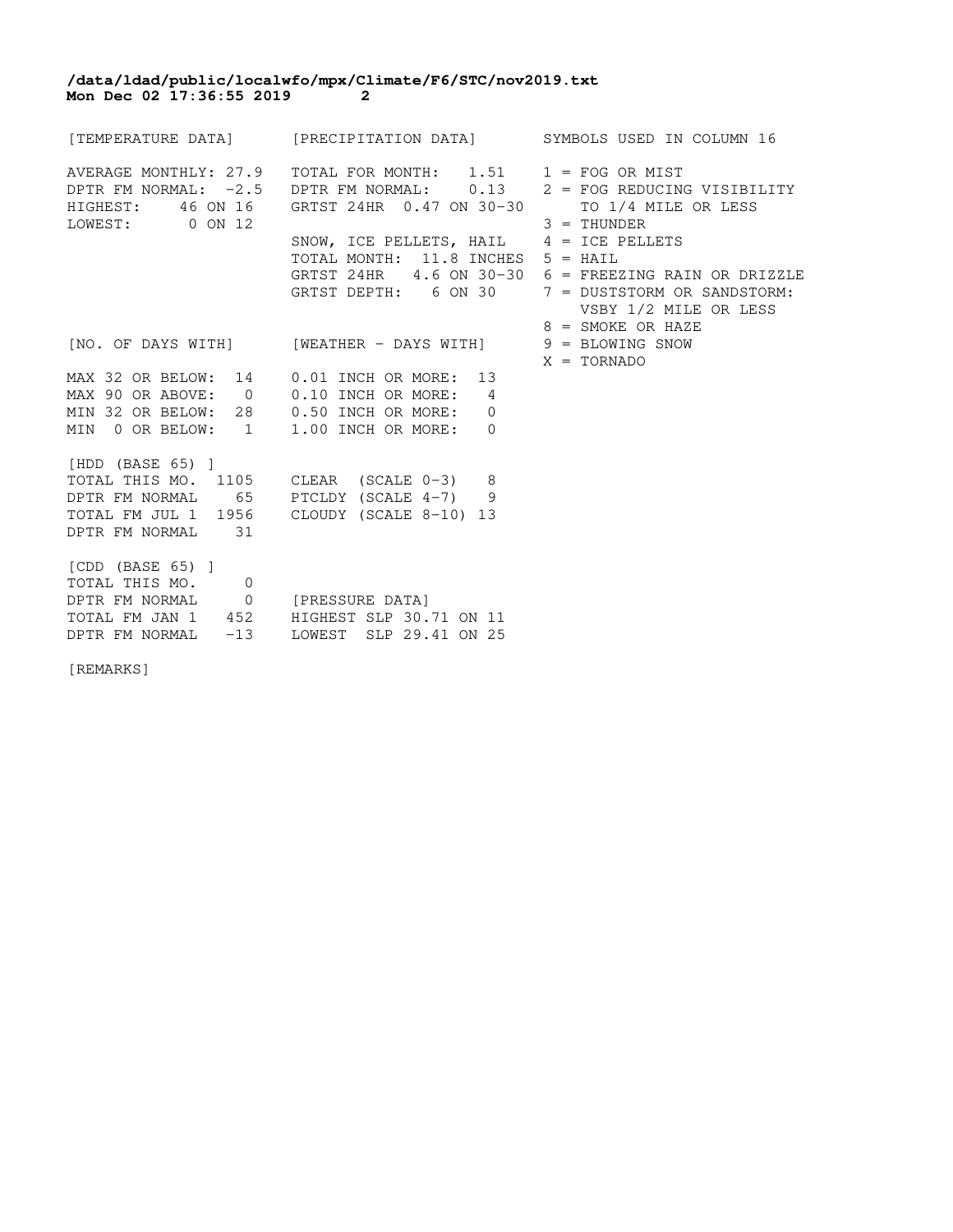**/data/ldad/public/localwfo/mpx/Climate/F6/STC/nov2019.txt**
**Mon Dec 02 17:36:55 2019**

```
[TEMPERATURE DATA]       [PRECIPITATION DATA]       SYMBOLS USED IN COLUMN 16

AVERAGE MONTHLY: 27.9    TOTAL FOR MONTH:   1.51    1 = FOG OR MIST
DPTR FM NORMAL:  -2.5    DPTR FM NORMAL:    0.13    2 = FOG REDUCING VISIBILITY
HIGHEST:    46 ON 16     GRTST 24HR  0.47 ON 30-30      TO 1/4 MILE OR LESS
LOWEST:      0 ON 12                                3 = THUNDER
                         SNOW, ICE PELLETS, HAIL    4 = ICE PELLETS
                         TOTAL MONTH:  11.8 INCHES  5 = HAIL
                         GRTST 24HR   4.6 ON 30-30  6 = FREEZING RAIN OR DRIZZLE
                         GRTST DEPTH:   6 ON 30     7 = DUSTSTORM OR SANDSTORM:
                                                        VSBY 1/2 MILE OR LESS
                                                    8 = SMOKE OR HAZE
[NO. OF DAYS WITH]       [WEATHER - DAYS WITH]      9 = BLOWING SNOW
                                                    X = TORNADO
MAX 32 OR BELOW:  14     0.01 INCH OR MORE:  13
MAX 90 OR ABOVE:   0     0.10 INCH OR MORE:   4
MIN 32 OR BELOW:  28     0.50 INCH OR MORE:   0
MIN  0 OR BELOW:   1     1.00 INCH OR MORE:   0

[HDD (BASE 65) ]
TOTAL THIS MO.  1105     CLEAR  (SCALE 0-3)   8
DPTR FM NORMAL    65     PTCLDY (SCALE 4-7)   9
TOTAL FM JUL 1  1956     CLOUDY (SCALE 8-10) 13
DPTR FM NORMAL    31

[CDD (BASE 65) ]
TOTAL THIS MO.     0
DPTR FM NORMAL     0     [PRESSURE DATA]
TOTAL FM JAN 1   452     HIGHEST SLP 30.71 ON 11
DPTR FM NORMAL   -13     LOWEST  SLP 29.41 ON 25

[REMARKS]
```